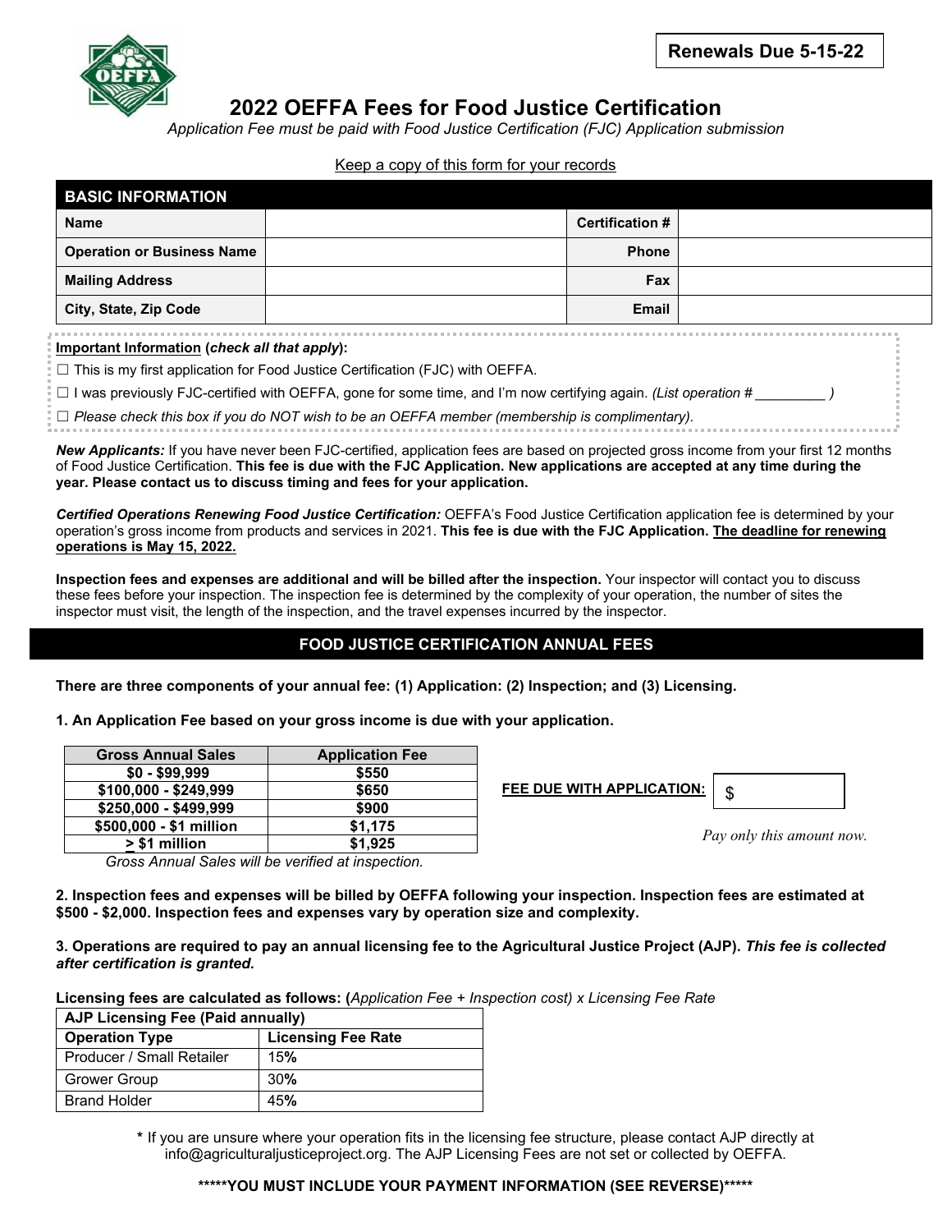**Renewals Due 5-15-22**

# 2022 OEFFA Fees for Food Justice Certification

*Application Fee must be paid with Food Justice Certification (FJC) Application submission*

Keep a copy of this form for your records

| **BASIC INFORMATION** | | | |
|---|---|---|---|
| **Name** | | **Certification #** | |
| **Operation or Business Name** | | **Phone** | |
| **Mailing Address** | | **Fax** | |
| **City, State, Zip Code** | | **Email** | |

**Important Information** (***check all that apply***):

☐ This is my first application for Food Justice Certification (FJC) with OEFFA.

☐ I was previously FJC-certified with OEFFA, gone for some time, and I'm now certifying again. *(List operation # _________ )*

☐ *Please check this box if you do NOT wish to be an OEFFA member (membership is complimentary).*

***New Applicants:*** If you have never been FJC-certified, application fees are based on projected gross income from your first 12 months of Food Justice Certification. **This fee is due with the FJC Application. New applications are accepted at any time during the year. Please contact us to discuss timing and fees for your application.**

***Certified Operations Renewing Food Justice Certification:*** OEFFA's Food Justice Certification application fee is determined by your operation's gross income from products and services in 2021. **This fee is due with the FJC Application. The deadline for renewing operations is May 15, 2022.**

**Inspection fees and expenses are additional and will be billed after the inspection.** Your inspector will contact you to discuss these fees before your inspection. The inspection fee is determined by the complexity of your operation, the number of sites the inspector must visit, the length of the inspection, and the travel expenses incurred by the inspector.

## FOOD JUSTICE CERTIFICATION ANNUAL FEES

**There are three components of your annual fee: (1) Application: (2) Inspection; and (3) Licensing.**

**1. An Application Fee based on your gross income is due with your application.**

| Gross Annual Sales | Application Fee |
|---|---|
| $0 - $99,999 | $550 |
| $100,000 - $249,999 | $650 |
| $250,000 - $499,999 | $900 |
| $500,000 - $1 million | $1,175 |
| ≥ $1 million | $1,925 |

*Gross Annual Sales will be verified at inspection.*

**FEE DUE WITH APPLICATION:** $

*Pay only this amount now.*

**2. Inspection fees and expenses will be billed by OEFFA following your inspection. Inspection fees are estimated at $500 - $2,000. Inspection fees and expenses vary by operation size and complexity.**

**3. Operations are required to pay an annual licensing fee to the Agricultural Justice Project (AJP).** ***This fee is collected after certification is granted.***

**Licensing fees are calculated as follows: (***Application Fee + Inspection cost) x Licensing Fee Rate*

| **AJP Licensing Fee (Paid annually)** | |
|---|---|
| **Operation Type** | **Licensing Fee Rate** |
| Producer / Small Retailer | 15% |
| Grower Group | 30% |
| Brand Holder | 45% |

\* If you are unsure where your operation fits in the licensing fee structure, please contact AJP directly at info@agriculturaljusticeproject.org. The AJP Licensing Fees are not set or collected by OEFFA.

**\*\*\*\*\*YOU MUST INCLUDE YOUR PAYMENT INFORMATION (SEE REVERSE)\*\*\*\*\***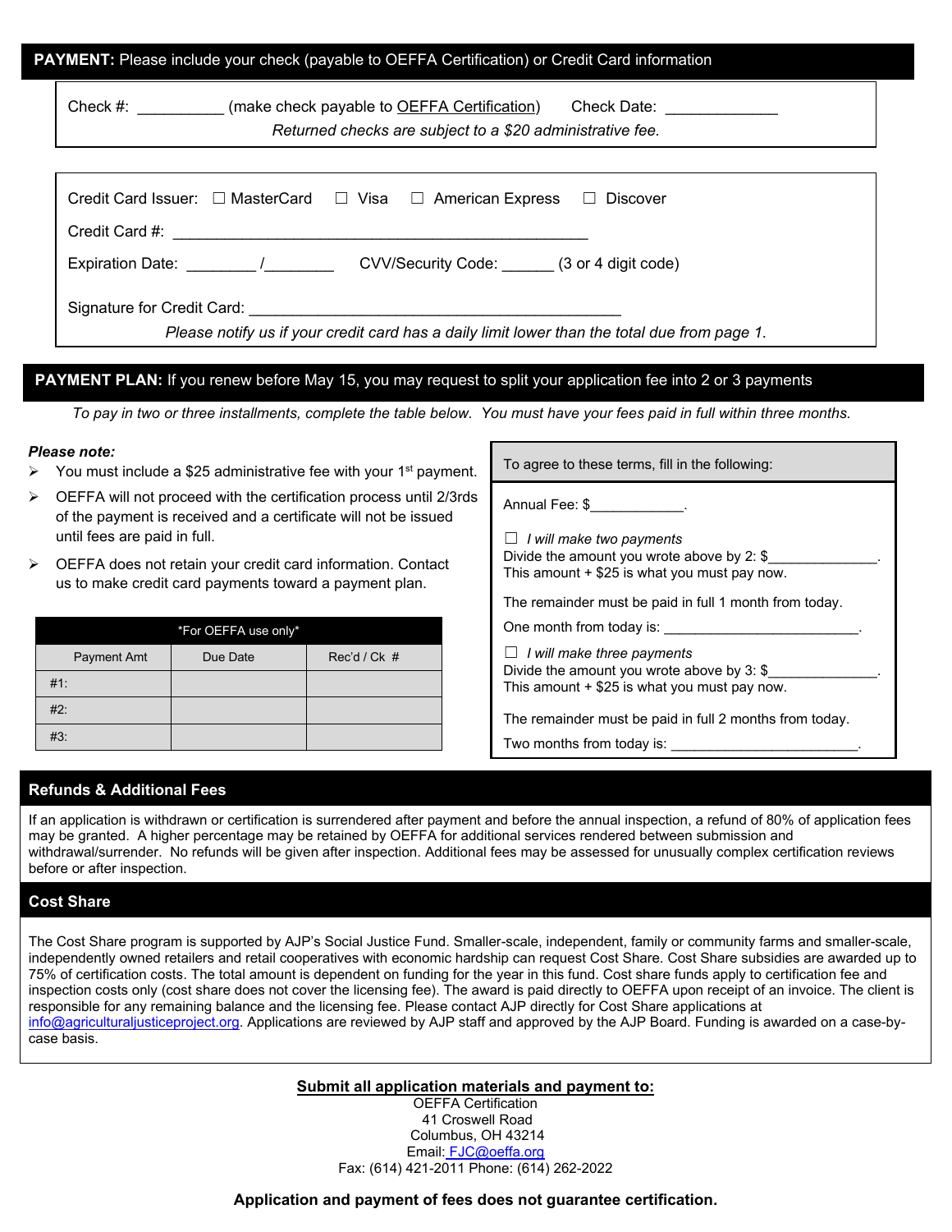## PAYMENT: Please include your check (payable to OEFFA Certification) or Credit Card information

Check #: __________ (make check payable to OEFFA Certification) Check Date: _____________

*Returned checks are subject to a $20 administrative fee.*

Credit Card Issuer: ☐ MasterCard ☐ Visa ☐ American Express ☐ Discover

Credit Card #: ______________________________________________

Expiration Date: ________ /________ CVV/Security Code: ______ (3 or 4 digit code)

Signature for Credit Card: __________________________________________

*Please notify us if your credit card has a daily limit lower than the total due from page 1.*

## PAYMENT PLAN: If you renew before May 15, you may request to split your application fee into 2 or 3 payments

*To pay in two or three installments, complete the table below. You must have your fees paid in full within three months.*

***Please note:***

- You must include a $25 administrative fee with your 1st payment.
- OEFFA will not proceed with the certification process until 2/3rds of the payment is received and a certificate will not be issued until fees are paid in full.
- OEFFA does not retain your credit card information. Contact us to make credit card payments toward a payment plan.

| *For OEFFA use only* | | |
|---|---|---|
| Payment Amt | Due Date | Rec'd / Ck # |
| #1: | | |
| #2: | | |
| #3: | | |

**To agree to these terms, fill in the following:**

Annual Fee: $____________.

☐ *I will make two payments*
Divide the amount you wrote above by 2: $______________.
This amount + $25 is what you must pay now.

The remainder must be paid in full 1 month from today.

One month from today is: _________________________.

☐ *I will make three payments*
Divide the amount you wrote above by 3: $______________.
This amount + $25 is what you must pay now.

The remainder must be paid in full 2 months from today.

Two months from today is: ________________________.

## Refunds & Additional Fees

If an application is withdrawn or certification is surrendered after payment and before the annual inspection, a refund of 80% of application fees may be granted. A higher percentage may be retained by OEFFA for additional services rendered between submission and withdrawal/surrender. No refunds will be given after inspection. Additional fees may be assessed for unusually complex certification reviews before or after inspection.

## Cost Share

The Cost Share program is supported by AJP's Social Justice Fund. Smaller-scale, independent, family or community farms and smaller-scale, independently owned retailers and retail cooperatives with economic hardship can request Cost Share. Cost Share subsidies are awarded up to 75% of certification costs. The total amount is dependent on funding for the year in this fund. Cost share funds apply to certification fee and inspection costs only (cost share does not cover the licensing fee). The award is paid directly to OEFFA upon receipt of an invoice. The client is responsible for any remaining balance and the licensing fee. Please contact AJP directly for Cost Share applications at info@agriculturaljusticeproject.org. Applications are reviewed by AJP staff and approved by the AJP Board. Funding is awarded on a case-by-case basis.

**Submit all application materials and payment to:**

OEFFA Certification
41 Croswell Road
Columbus, OH 43214
Email: FJC@oeffa.org
Fax: (614) 421-2011 Phone: (614) 262-2022

**Application and payment of fees does not guarantee certification.**